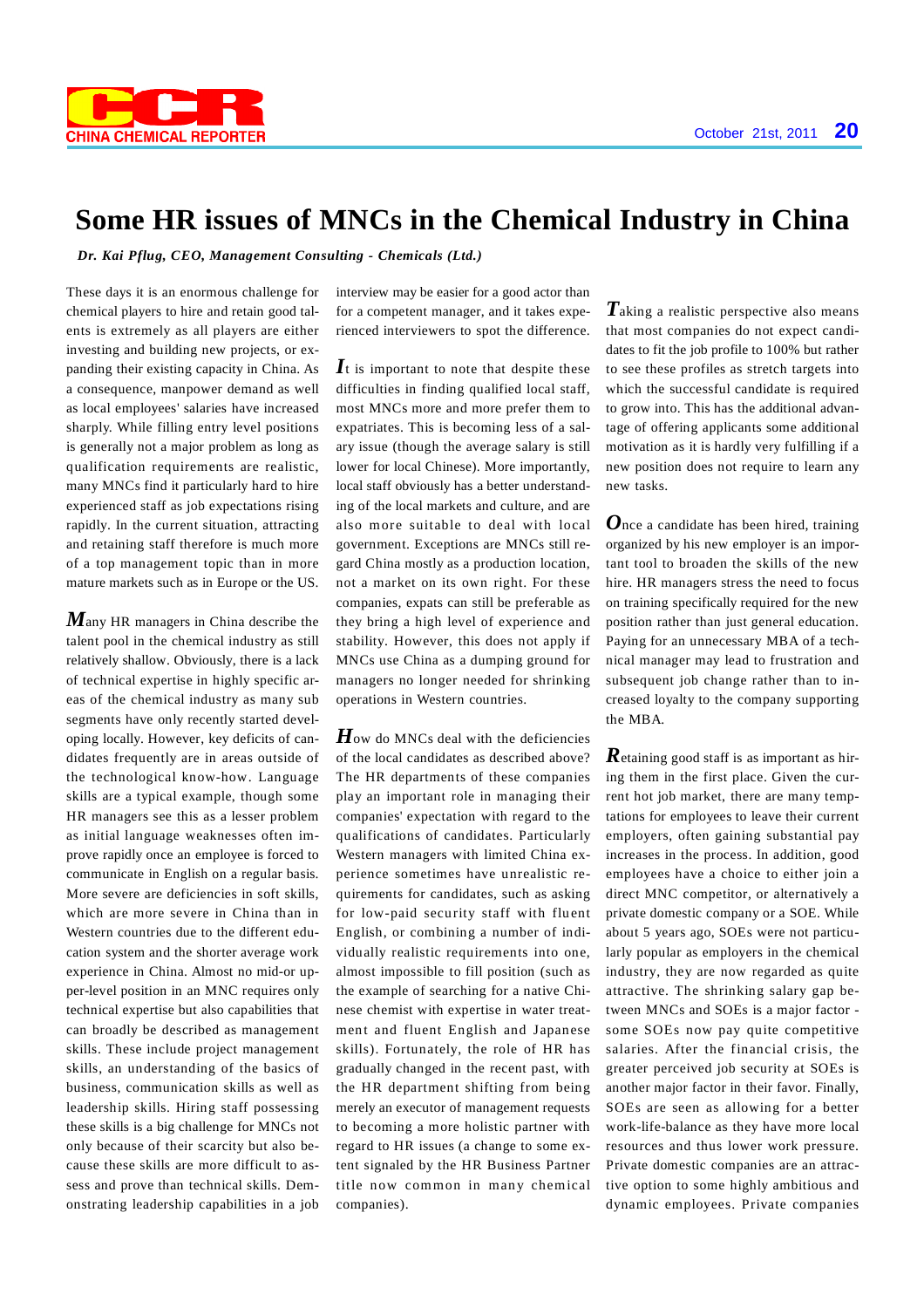# Some HR issues of MNCs in the Chemical Industry in China

*Dr. Kai Pflug, CEO, Management Consulting - Chemicals (Ltd.)*

These days it is an enormous challenge for chemical players to hire and retain good talents is extremely as all players are either investing and building new projects, or expanding their existing capacity in China. As a consequence, manpower demand as well as local employees' salaries have increased sharply. While filling entry level positions is generally not a major problem as long as qualification requirements are realistic, many MNCs find it particularly hard to hire experienced staff as job expectations rising rapidly. In the current situation, attracting and retaining staff therefore is much more of a top management topic than in more mature markets such as in Europe or the US.

Many HR managers in China describe the talent pool in the chemical industry as still relatively shallow. Obviously, there is a lack of technical expertise in highly specific areas of the chemical industry as many sub segments have only recently started developing locally. However, key deficits of candidates frequently are in areas outside of the technological know-how. Language skills are a typical example, though some HR managers see this as a lesser problem as initial language weaknesses often improve rapidly once an employee is forced to communicate in English on a regular basis. More severe are deficiencies in soft skills, which are more severe in China than in Western countries due to the different education system and the shorter average work experience in China. Almost no mid-or upper-level position in an MNC requires only technical expertise but also capabilities that can broadly be described as management skills. These include project management skills, an understanding of the basics of business, communication skills as well as leadership skills. Hiring staff possessing these skills is a big challenge for MNCs not only because of their scarcity but also because these skills are more difficult to assess and prove than technical skills. Demonstrating leadership capabilities in a job interview may be easier for a good actor than for a competent manager, and it takes experienced interviewers to spot the difference.

It is important to note that despite these difficulties in finding qualified local staff, most MNCs more and more prefer them to expatriates. This is becoming less of a salary issue (though the average salary is still lower for local Chinese). More importantly, local staff obviously has a better understanding of the local markets and culture, and are also more suitable to deal with local government. Exceptions are MNCs still regard China mostly as a production location, not a market on its own right. For these companies, expats can still be preferable as they bring a high level of experience and stability. However, this does not apply if MNCs use China as a dumping ground for managers no longer needed for shrinking operations in Western countries.

How do MNCs deal with the deficiencies of the local candidates as described above? The HR departments of these companies play an important role in managing their companies' expectation with regard to the qualifications of candidates. Particularly Western managers with limited China experience sometimes have unrealistic requirements for candidates, such as asking for low-paid security staff with fluent English, or combining a number of individually realistic requirements into one, almost impossible to fill position (such as the example of searching for a native Chinese chemist with expertise in water treatment and fluent English and Japanese skills). Fortunately, the role of HR has gradually changed in the recent past, with the HR department shifting from being merely an executor of management requests to becoming a more holistic partner with regard to HR issues (a change to some extent signaled by the HR Business Partner title now common in many chemical companies).

Taking a realistic perspective also means that most companies do not expect candidates to fit the job profile to 100% but rather to see these profiles as stretch targets into which the successful candidate is required to grow into. This has the additional advantage of offering applicants some additional motivation as it is hardly very fulfilling if a new position does not require to learn any new tasks.

Once a candidate has been hired, training organized by his new employer is an important tool to broaden the skills of the new hire. HR managers stress the need to focus on training specifically required for the new position rather than just general education. Paying for an unnecessary MBA of a technical manager may lead to frustration and subsequent job change rather than to increased loyalty to the company supporting the MBA.

Retaining good staff is as important as hiring them in the first place. Given the current hot job market, there are many temptations for employees to leave their current employers, often gaining substantial pay increases in the process. In addition, good employees have a choice to either join a direct MNC competitor, or alternatively a private domestic company or a SOE. While about 5 years ago, SOEs were not particularly popular as employers in the chemical industry, they are now regarded as quite attractive. The shrinking salary gap between MNCs and SOEs is a major factor - some SOEs now pay quite competitive salaries. After the financial crisis, the greater perceived job security at SOEs is another major factor in their favor. Finally, SOEs are seen as allowing for a better work-life-balance as they have more local resources and thus lower work pressure. Private domestic companies are an attractive option to some highly ambitious and dynamic employees. Private companies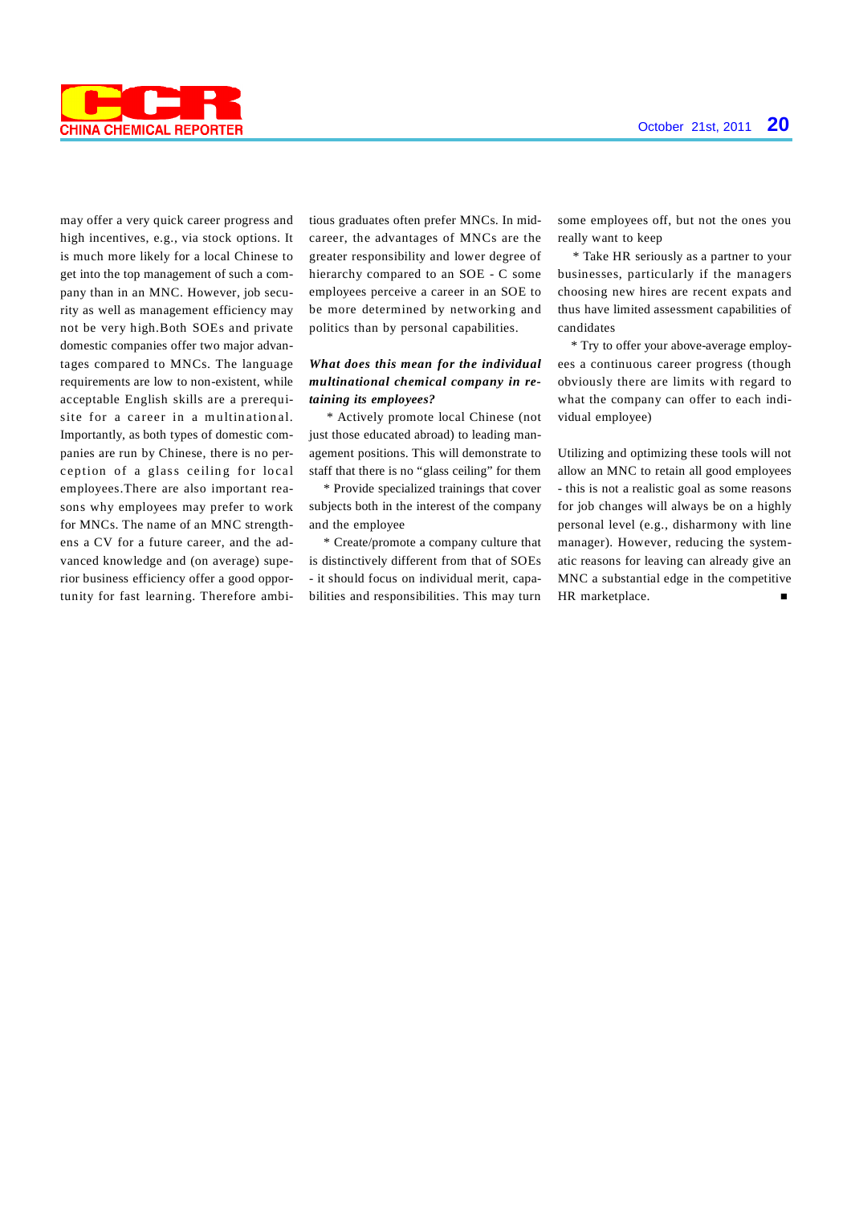may offer a very quick career progress and high incentives, e.g., via stock options. It is much more likely for a local Chinese to get into the top management of such a company than in an MNC. However, job security as well as management efficiency may not be very high.Both SOEs and private domestic companies offer two major advantages compared to MNCs. The language requirements are low to non-existent, while acceptable English skills are a prerequisite for a career in a multinational. Importantly, as both types of domestic companies are run by Chinese, there is no perception of a glass ceiling for local employees.There are also important reasons why employees may prefer to work for MNCs. The name of an MNC strengthens a CV for a future career, and the advanced knowledge and (on average) superior business efficiency offer a good opportunity for fast learning. Therefore ambitious graduates often prefer MNCs. In mid-career, the advantages of MNCs are the greater responsibility and lower degree of hierarchy compared to an SOE - C some employees perceive a career in an SOE to be more determined by networking and politics than by personal capabilities.

***What does this mean for the individual multinational chemical company in retaining its employees?***

* Actively promote local Chinese (not just those educated abroad) to leading management positions. This will demonstrate to staff that there is no "glass ceiling" for them

* Provide specialized trainings that cover subjects both in the interest of the company and the employee

* Create/promote a company culture that is distinctively different from that of SOEs - it should focus on individual merit, capabilities and responsibilities. This may turn some employees off, but not the ones you really want to keep

* Take HR seriously as a partner to your businesses, particularly if the managers choosing new hires are recent expats and thus have limited assessment capabilities of candidates

* Try to offer your above-average employees a continuous career progress (though obviously there are limits with regard to what the company can offer to each individual employee)

Utilizing and optimizing these tools will not allow an MNC to retain all good employees - this is not a realistic goal as some reasons for job changes will always be on a highly personal level (e.g., disharmony with line manager). However, reducing the systematic reasons for leaving can already give an MNC a substantial edge in the competitive HR marketplace. ■